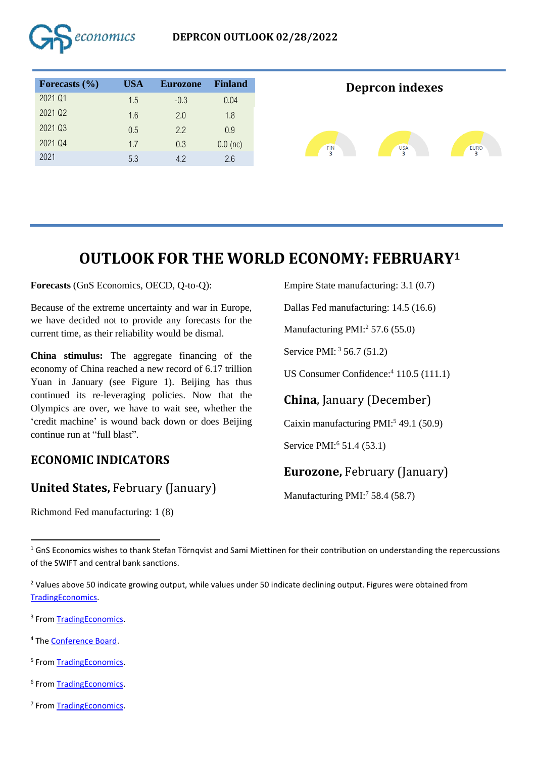**DEPRCON OUTLOOK 02/28/2022**

| Forecasts (%) | USA | Eurozone | Finland |
|---|---|---|---|
| 2021 Q1 | 1.5 | -0.3 | 0.04 |
| 2021 Q2 | 1.6 | 2.0 | 1.8 |
| 2021 Q3 | 0.5 | 2.2 | 0.9 |
| 2021 Q4 | 1.7 | 0.3 | 0.0 (nc) |
| 2021 | 5.3 | 4.2 | 2.6 |

**Deprcon indexes**

FIN 3 | USA 3 | EURO 3

# OUTLOOK FOR THE WORLD ECONOMY: FEBRUARY[1]

**Forecasts** (GnS Economics, OECD, Q-to-Q):

Because of the extreme uncertainty and war in Europe, we have decided not to provide any forecasts for the current time, as their reliability would be dismal.

**China stimulus:** The aggregate financing of the economy of China reached a new record of 6.17 trillion Yuan in January (see Figure 1). Beijing has thus continued its re-leveraging policies. Now that the Olympics are over, we have to wait see, whether the 'credit machine' is wound back down or does Beijing continue run at "full blast".

## ECONOMIC INDICATORS

### **United States,** February (January)

Richmond Fed manufacturing: 1 (8)

Empire State manufacturing: 3.1 (0.7)

Dallas Fed manufacturing: 14.5 (16.6)

Manufacturing PMI:[2] 57.6 (55.0)

Service PMI: [3] 56.7 (51.2)

US Consumer Confidence:[4] 110.5 (111.1)

### **China**, January (December)

Caixin manufacturing PMI:[5] 49.1 (50.9)

Service PMI:[6] 51.4 (53.1)

### **Eurozone,** February (January)

Manufacturing PMI:[7] 58.4 (58.7)

---

[1] GnS Economics wishes to thank Stefan Törnqvist and Sami Miettinen for their contribution on understanding the repercussions of the SWIFT and central bank sanctions.

[2] Values above 50 indicate growing output, while values under 50 indicate declining output. Figures were obtained from TradingEconomics.

[3] From TradingEconomics.

[4] The Conference Board.

[5] From TradingEconomics.

[6] From TradingEconomics.

[7] From TradingEconomics.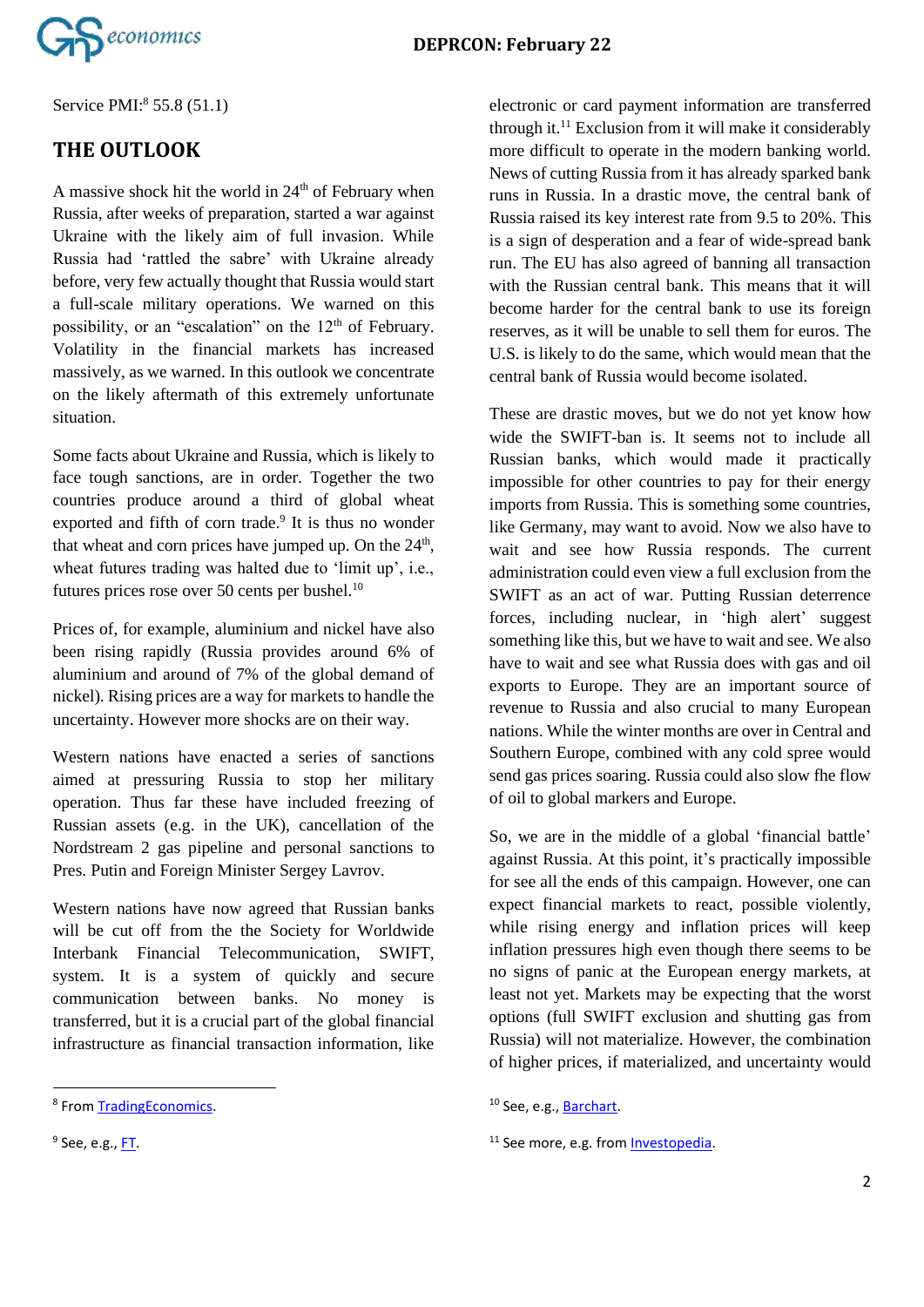Service PMI:[8] 55.8 (51.1)

## THE OUTLOOK

A massive shock hit the world in 24th of February when Russia, after weeks of preparation, started a war against Ukraine with the likely aim of full invasion. While Russia had 'rattled the sabre' with Ukraine already before, very few actually thought that Russia would start a full-scale military operations. We warned on this possibility, or an "escalation" on the 12th of February. Volatility in the financial markets has increased massively, as we warned. In this outlook we concentrate on the likely aftermath of this extremely unfortunate situation.

Some facts about Ukraine and Russia, which is likely to face tough sanctions, are in order. Together the two countries produce around a third of global wheat exported and fifth of corn trade.[9] It is thus no wonder that wheat and corn prices have jumped up. On the 24th, wheat futures trading was halted due to 'limit up', i.e., futures prices rose over 50 cents per bushel.[10]

Prices of, for example, aluminium and nickel have also been rising rapidly (Russia provides around 6% of aluminium and around of 7% of the global demand of nickel). Rising prices are a way for markets to handle the uncertainty. However more shocks are on their way.

Western nations have enacted a series of sanctions aimed at pressuring Russia to stop her military operation. Thus far these have included freezing of Russian assets (e.g. in the UK), cancellation of the Nordstream 2 gas pipeline and personal sanctions to Pres. Putin and Foreign Minister Sergey Lavrov.

Western nations have now agreed that Russian banks will be cut off from the the Society for Worldwide Interbank Financial Telecommunication, SWIFT, system. It is a system of quickly and secure communication between banks. No money is transferred, but it is a crucial part of the global financial infrastructure as financial transaction information, like electronic or card payment information are transferred through it.[11] Exclusion from it will make it considerably more difficult to operate in the modern banking world. News of cutting Russia from it has already sparked bank runs in Russia. In a drastic move, the central bank of Russia raised its key interest rate from 9.5 to 20%. This is a sign of desperation and a fear of wide-spread bank run. The EU has also agreed of banning all transaction with the Russian central bank. This means that it will become harder for the central bank to use its foreign reserves, as it will be unable to sell them for euros. The U.S. is likely to do the same, which would mean that the central bank of Russia would become isolated.

These are drastic moves, but we do not yet know how wide the SWIFT-ban is. It seems not to include all Russian banks, which would made it practically impossible for other countries to pay for their energy imports from Russia. This is something some countries, like Germany, may want to avoid. Now we also have to wait and see how Russia responds. The current administration could even view a full exclusion from the SWIFT as an act of war. Putting Russian deterrence forces, including nuclear, in 'high alert' suggest something like this, but we have to wait and see. We also have to wait and see what Russia does with gas and oil exports to Europe. They are an important source of revenue to Russia and also crucial to many European nations. While the winter months are over in Central and Southern Europe, combined with any cold spree would send gas prices soaring. Russia could also slow fhe flow of oil to global markers and Europe.

So, we are in the middle of a global 'financial battle' against Russia. At this point, it's practically impossible for see all the ends of this campaign. However, one can expect financial markets to react, possible violently, while rising energy and inflation prices will keep inflation pressures high even though there seems to be no signs of panic at the European energy markets, at least not yet. Markets may be expecting that the worst options (full SWIFT exclusion and shutting gas from Russia) will not materialize. However, the combination of higher prices, if materialized, and uncertainty would

---

[8] From TradingEconomics.

[9] See, e.g., FT.

[10] See, e.g., Barchart.

[11] See more, e.g. from Investopedia.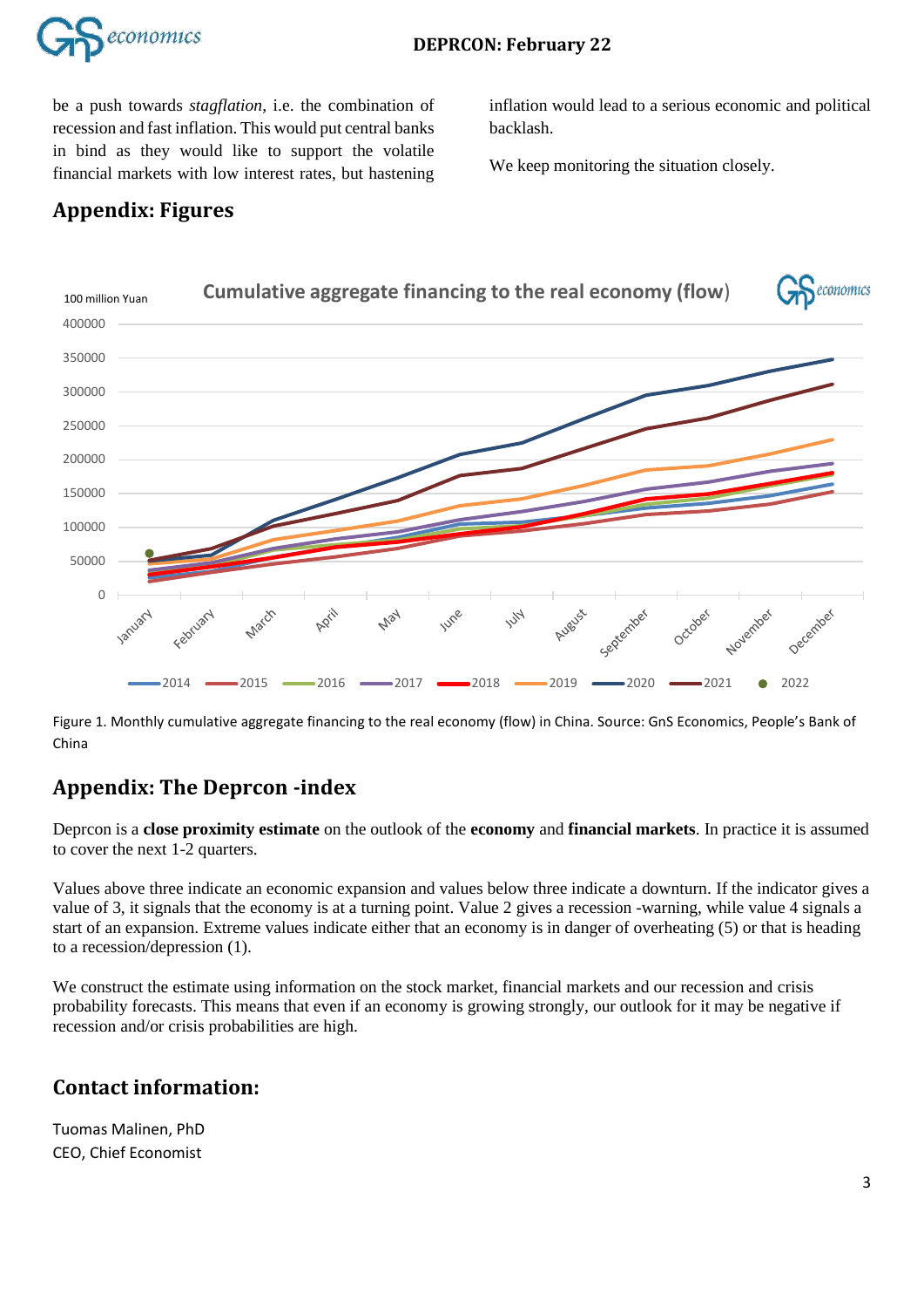be a push towards *stagflation*, i.e. the combination of recession and fast inflation. This would put central banks in bind as they would like to support the volatile financial markets with low interest rates, but hastening inflation would lead to a serious economic and political backlash.

We keep monitoring the situation closely.

## Appendix: Figures

Figure 1. Monthly cumulative aggregate financing to the real economy (flow) in China. Source: GnS Economics, People's Bank of China

## Appendix: The Deprcon -index

Deprcon is a **close proximity estimate** on the outlook of the **economy** and **financial markets**. In practice it is assumed to cover the next 1-2 quarters.

Values above three indicate an economic expansion and values below three indicate a downturn. If the indicator gives a value of 3, it signals that the economy is at a turning point. Value 2 gives a recession -warning, while value 4 signals a start of an expansion. Extreme values indicate either that an economy is in danger of overheating (5) or that is heading to a recession/depression (1).

We construct the estimate using information on the stock market, financial markets and our recession and crisis probability forecasts. This means that even if an economy is growing strongly, our outlook for it may be negative if recession and/or crisis probabilities are high.

## Contact information:

Tuomas Malinen, PhD
CEO, Chief Economist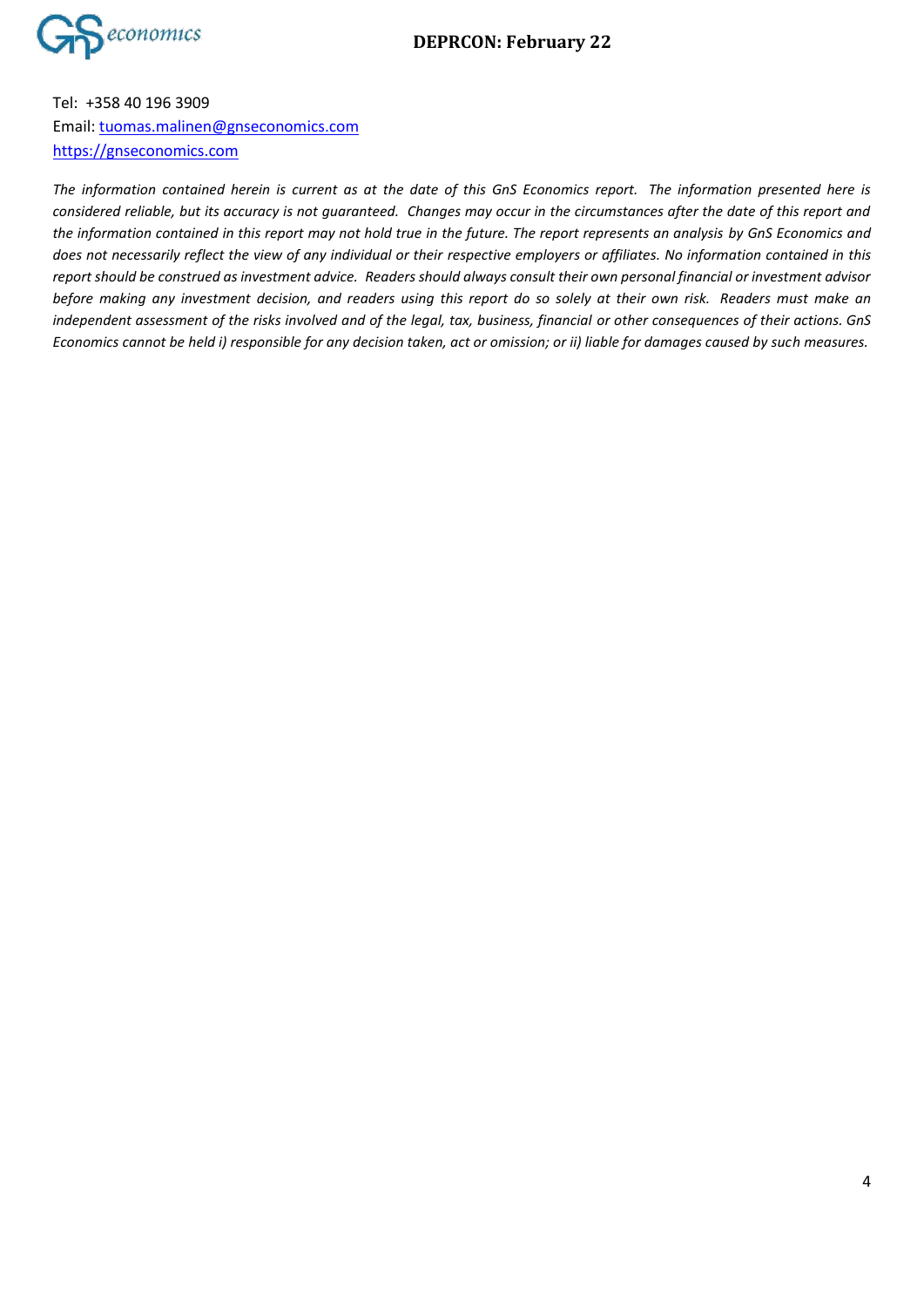Tel: +358 40 196 3909

Email: tuomas.malinen@gnseconomics.com

https://gnseconomics.com

*The information contained herein is current as at the date of this GnS Economics report. The information presented here is considered reliable, but its accuracy is not guaranteed. Changes may occur in the circumstances after the date of this report and the information contained in this report may not hold true in the future. The report represents an analysis by GnS Economics and does not necessarily reflect the view of any individual or their respective employers or affiliates. No information contained in this report should be construed as investment advice. Readers should always consult their own personal financial or investment advisor before making any investment decision, and readers using this report do so solely at their own risk. Readers must make an independent assessment of the risks involved and of the legal, tax, business, financial or other consequences of their actions. GnS Economics cannot be held i) responsible for any decision taken, act or omission; or ii) liable for damages caused by such measures.*